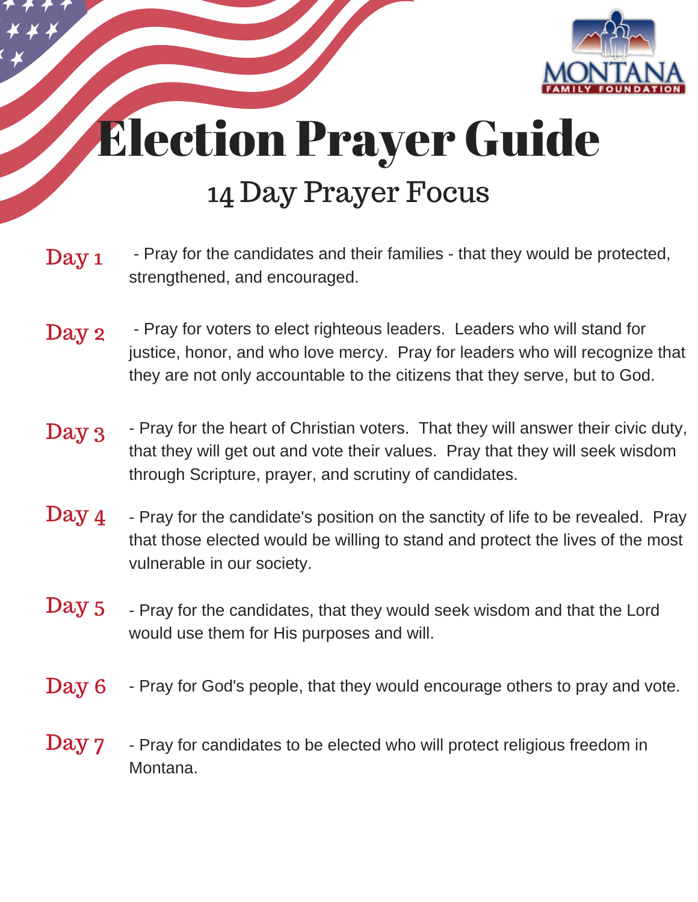MONTANA FAMILY FOUNDATION

# Election Prayer Guide

## 14 Day Prayer Focus

**Day 1** - Pray for the candidates and their families - that they would be protected, strengthened, and encouraged.

**Day 2** - Pray for voters to elect righteous leaders. Leaders who will stand for justice, honor, and who love mercy. Pray for leaders who will recognize that they are not only accountable to the citizens that they serve, but to God.

**Day 3** - Pray for the heart of Christian voters. That they will answer their civic duty, that they will get out and vote their values. Pray that they will seek wisdom through Scripture, prayer, and scrutiny of candidates.

**Day 4** - Pray for the candidate's position on the sanctity of life to be revealed. Pray that those elected would be willing to stand and protect the lives of the most vulnerable in our society.

**Day 5** - Pray for the candidates, that they would seek wisdom and that the Lord would use them for His purposes and will.

**Day 6** - Pray for God's people, that they would encourage others to pray and vote.

**Day 7** - Pray for candidates to be elected who will protect religious freedom in Montana.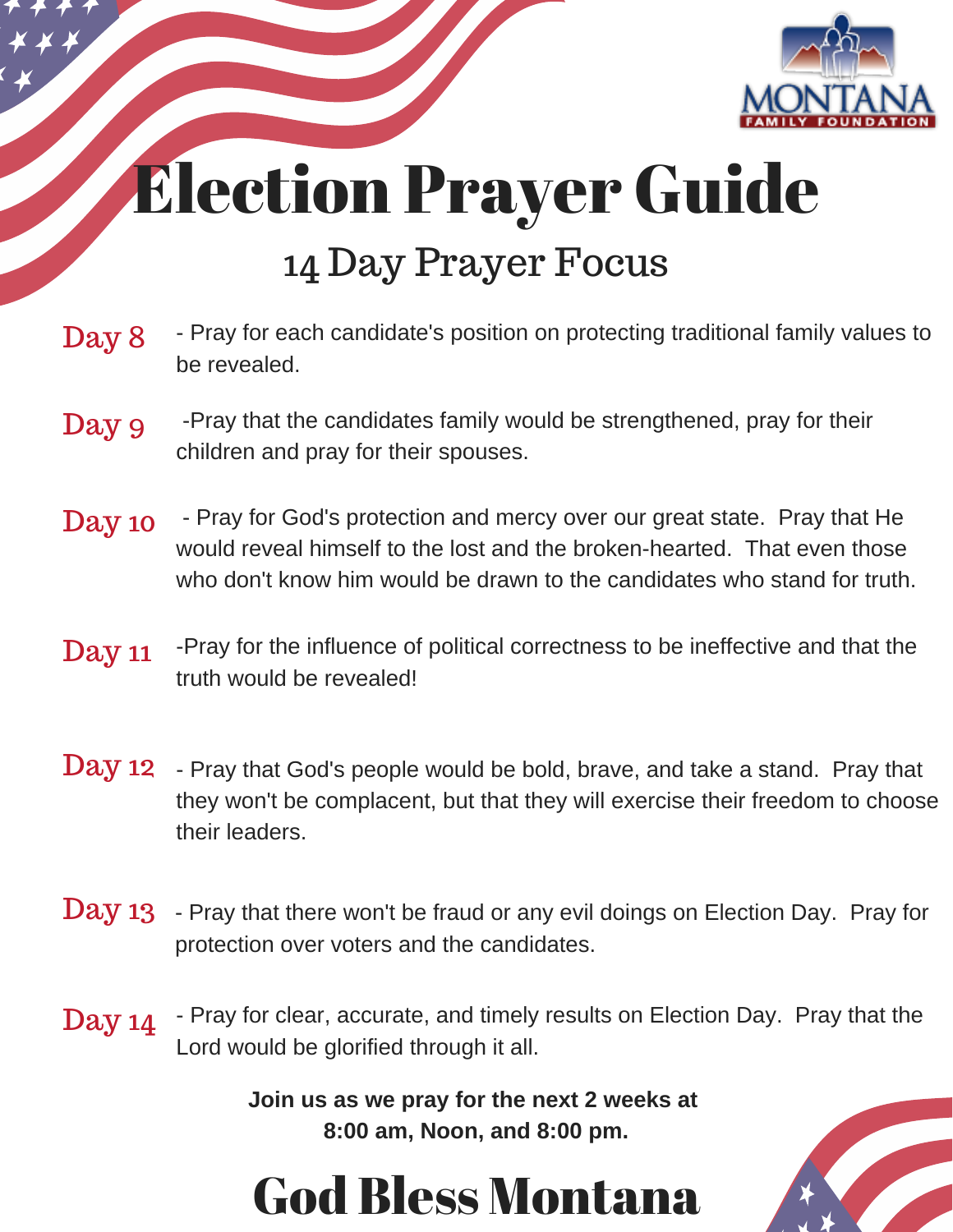MONTANA FAMILY FOUNDATION

# Election Prayer Guide

## 14 Day Prayer Focus

**Day 8** - Pray for each candidate's position on protecting traditional family values to be revealed.

**Day 9** -Pray that the candidates family would be strengthened, pray for their children and pray for their spouses.

**Day 10** - Pray for God's protection and mercy over our great state. Pray that He would reveal himself to the lost and the broken-hearted. That even those who don't know him would be drawn to the candidates who stand for truth.

**Day 11** -Pray for the influence of political correctness to be ineffective and that the truth would be revealed!

**Day 12** - Pray that God's people would be bold, brave, and take a stand. Pray that they won't be complacent, but that they will exercise their freedom to choose their leaders.

**Day 13** - Pray that there won't be fraud or any evil doings on Election Day. Pray for protection over voters and the candidates.

**Day 14** - Pray for clear, accurate, and timely results on Election Day. Pray that the Lord would be glorified through it all.

**Join us as we pray for the next 2 weeks at 8:00 am, Noon, and 8:00 pm.**

# God Bless Montana